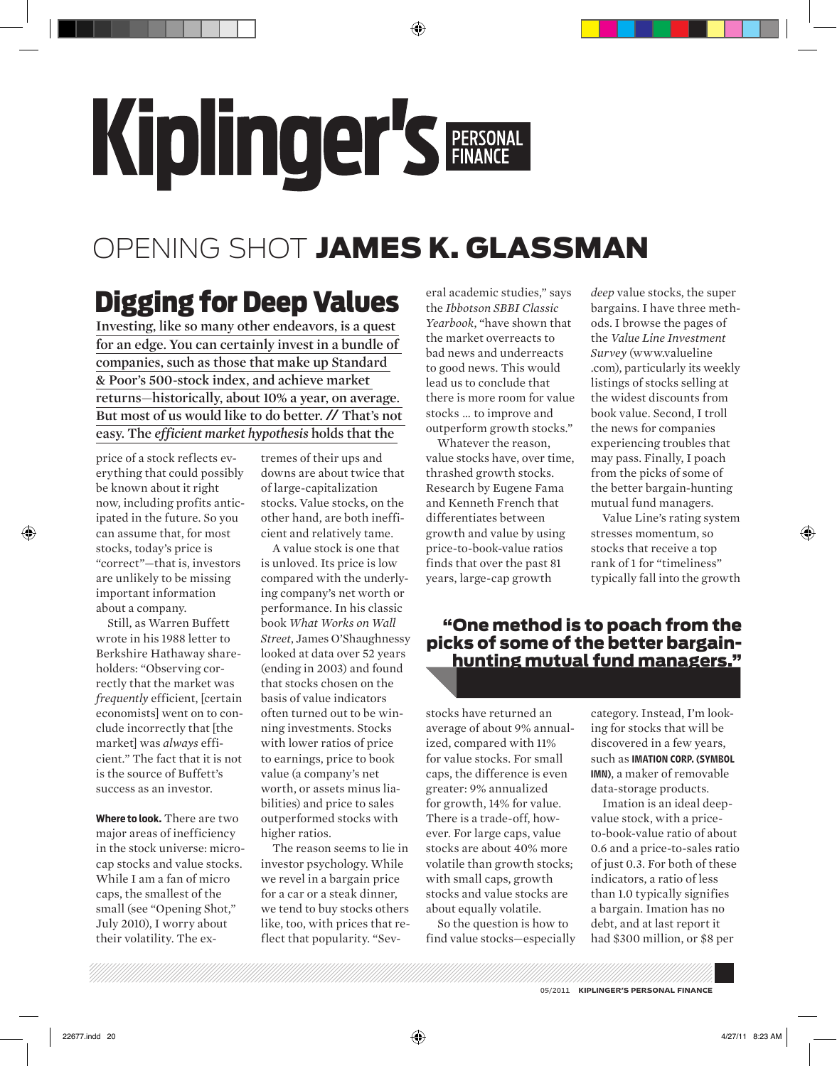# Kiplinger's PERSONAL FINANCE

## OPENING SHOT **JAMES K. GLASSMAN**

# Digging for Deep Values

**Investing, like so many other endeavors, is a quest for an edge. You can certainly invest in a bundle of companies, such as those that make up Standard & Poor's 500-stock index, and achieve market returns—historically, about 10% a year, on average. But most of us would like to do better. // That's not easy. The *efficient market hypothesis* holds that the** price of a stock reflects everything that could possibly be known about it right now, including profits anticipated in the future. So you can assume that, for most stocks, today's price is "correct"—that is, investors are unlikely to be missing important information about a company.

Still, as Warren Buffett wrote in his 1988 letter to Berkshire Hathaway shareholders: "Observing correctly that the market was *frequently* efficient, [certain economists] went on to conclude incorrectly that [the market] was *always* efficient." The fact that it is not is the source of Buffett's success as an investor.

**Where to look.** There are two major areas of inefficiency in the stock universe: micro-cap stocks and value stocks. While I am a fan of micro caps, the smallest of the small (see "Opening Shot," July 2010), I worry about their volatility. The extremes of their ups and downs are about twice that of large-capitalization stocks. Value stocks, on the other hand, are both inefficient and relatively tame.

A value stock is one that is unloved. Its price is low compared with the underlying company's net worth or performance. In his classic book *What Works on Wall Street*, James O'Shaughnessy looked at data over 52 years (ending in 2003) and found that stocks chosen on the basis of value indicators often turned out to be winning investments. Stocks with lower ratios of price to earnings, price to book value (a company's net worth, or assets minus liabilities) and price to sales outperformed stocks with higher ratios.

The reason seems to lie in investor psychology. While we revel in a bargain price for a car or a steak dinner, we tend to buy stocks others like, too, with prices that reflect that popularity. "Several academic studies," says the *Ibbotson SBBI Classic Yearbook*, "have shown that the market overreacts to bad news and underreacts to good news. This would lead us to conclude that there is more room for value stocks ... to improve and outperform growth stocks."

Whatever the reason, value stocks have, over time, thrashed growth stocks. Research by Eugene Fama and Kenneth French that differentiates between growth and value by using price-to-book-value ratios finds that over the past 81 years, large-cap growth stocks have returned an average of about 9% annualized, compared with 11% for value stocks. For small caps, the difference is even greater: 9% annualized for growth, 14% for value. There is a trade-off, however. For large caps, value stocks are about 40% more volatile than growth stocks; with small caps, growth stocks and value stocks are about equally volatile.

So the question is how to find value stocks—especially *deep* value stocks, the super bargains. I have three methods. I browse the pages of the *Value Line Investment Survey* (www.valueline.com), particularly its weekly listings of stocks selling at the widest discounts from book value. Second, I troll the news for companies experiencing troubles that may pass. Finally, I poach from the picks of some of the better bargain-hunting mutual fund managers.

> **"One method is to poach from the picks of some of the better bargain-hunting mutual fund managers."**

Value Line's rating system stresses momentum, so stocks that receive a top rank of 1 for "timeliness" typically fall into the growth category. Instead, I'm looking for stocks that will be discovered in a few years, such as **IMATION CORP. (SYMBOL IMN)**, a maker of removable data-storage products.

Imation is an ideal deep-value stock, with a price-to-book-value ratio of about 0.6 and a price-to-sales ratio of just 0.3. For both of these indicators, a ratio of less than 1.0 typically signifies a bargain. Imation has no debt, and at last report it had $300 million, or $8 per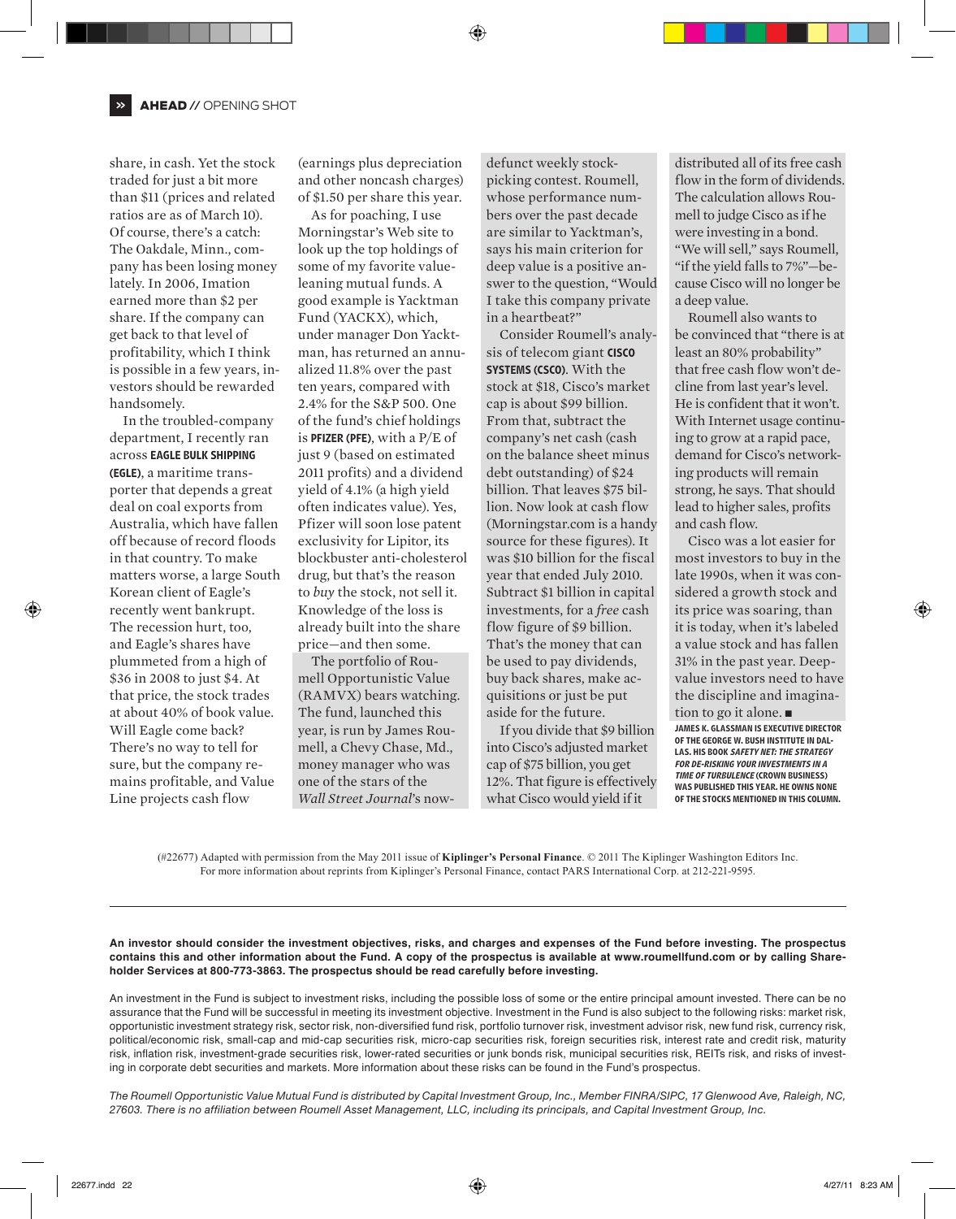share, in cash. Yet the stock traded for just a bit more than $11 (prices and related ratios are as of March 10). Of course, there's a catch: The Oakdale, Minn., company has been losing money lately. In 2006, Imation earned more than $2 per share. If the company can get back to that level of profitability, which I think is possible in a few years, investors should be rewarded handsomely.

In the troubled-company department, I recently ran across **EAGLE BULK SHIPPING (EGLE)**, a maritime transporter that depends a great deal on coal exports from Australia, which have fallen off because of record floods in that country. To make matters worse, a large South Korean client of Eagle's recently went bankrupt. The recession hurt, too, and Eagle's shares have plummeted from a high of $36 in 2008 to just $4. At that price, the stock trades at about 40% of book value. Will Eagle come back? There's no way to tell for sure, but the company remains profitable, and Value Line projects cash flow (earnings plus depreciation and other noncash charges) of $1.50 per share this year.

As for poaching, I use Morningstar's Web site to look up the top holdings of some of my favorite value-leaning mutual funds. A good example is Yacktman Fund (YACKX), which, under manager Don Yacktman, has returned an annualized 11.8% over the past ten years, compared with 2.4% for the S&P 500. One of the fund's chief holdings is **PFIZER (PFE)**, with a P/E of just 9 (based on estimated 2011 profits) and a dividend yield of 4.1% (a high yield often indicates value). Yes, Pfizer will soon lose patent exclusivity for Lipitor, its blockbuster anti-cholesterol drug, but that's the reason to *buy* the stock, not sell it. Knowledge of the loss is already built into the share price—and then some.

The portfolio of Roumell Opportunistic Value (RAMVX) bears watching. The fund, launched this year, is run by James Roumell, a Chevy Chase, Md., money manager who was one of the stars of the *Wall Street Journal*'s now-defunct weekly stock-picking contest. Roumell, whose performance numbers over the past decade are similar to Yacktman's, says his main criterion for deep value is a positive answer to the question, "Would I take this company private in a heartbeat?"

Consider Roumell's analysis of telecom giant **CISCO SYSTEMS (CSCO)**. With the stock at $18, Cisco's market cap is about $99 billion. From that, subtract the company's net cash (cash on the balance sheet minus debt outstanding) of $24 billion. That leaves $75 billion. Now look at cash flow (Morningstar.com is a handy source for these figures). It was $10 billion for the fiscal year that ended July 2010. Subtract $1 billion in capital investments, for a *free* cash flow figure of $9 billion. That's the money that can be used to pay dividends, buy back shares, make acquisitions or just be put aside for the future.

If you divide that $9 billion into Cisco's adjusted market cap of $75 billion, you get 12%. That figure is effectively what Cisco would yield if it distributed all of its free cash flow in the form of dividends. The calculation allows Roumell to judge Cisco as if he were investing in a bond. "We will sell," says Roumell, "if the yield falls to 7%"—because Cisco will no longer be a deep value.

Roumell also wants to be convinced that "there is at least an 80% probability" that free cash flow won't decline from last year's level. He is confident that it won't. With Internet usage continuing to grow at a rapid pace, demand for Cisco's networking products will remain strong, he says. That should lead to higher sales, profits and cash flow.

Cisco was a lot easier for most investors to buy in the late 1990s, when it was considered a growth stock and its price was soaring, than it is today, when it's labeled a value stock and has fallen 31% in the past year. Deep-value investors need to have the discipline and imagination to go it alone. ■

**JAMES K. GLASSMAN IS EXECUTIVE DIRECTOR OF THE GEORGE W. BUSH INSTITUTE IN DALLAS. HIS BOOK *SAFETY NET: THE STRATEGY FOR DE-RISKING YOUR INVESTMENTS IN A TIME OF TURBULENCE* (CROWN BUSINESS) WAS PUBLISHED THIS YEAR. HE OWNS NONE OF THE STOCKS MENTIONED IN THIS COLUMN.**

(#22677) Adapted with permission from the May 2011 issue of **Kiplinger's Personal Finance**. © 2011 The Kiplinger Washington Editors Inc. For more information about reprints from Kiplinger's Personal Finance, contact PARS International Corp. at 212-221-9595.

---

**An investor should consider the investment objectives, risks, and charges and expenses of the Fund before investing. The prospectus contains this and other information about the Fund. A copy of the prospectus is available at www.roumellfund.com or by calling Shareholder Services at 800-773-3863. The prospectus should be read carefully before investing.**

An investment in the Fund is subject to investment risks, including the possible loss of some or the entire principal amount invested. There can be no assurance that the Fund will be successful in meeting its investment objective. Investment in the Fund is also subject to the following risks: market risk, opportunistic investment strategy risk, sector risk, non-diversified fund risk, portfolio turnover risk, investment advisor risk, new fund risk, currency risk, political/economic risk, small-cap and mid-cap securities risk, micro-cap securities risk, foreign securities risk, interest rate and credit risk, maturity risk, inflation risk, investment-grade securities risk, lower-rated securities or junk bonds risk, municipal securities risk, REITs risk, and risks of investing in corporate debt securities and markets. More information about these risks can be found in the Fund's prospectus.

*The Roumell Opportunistic Value Mutual Fund is distributed by Capital Investment Group, Inc., Member FINRA/SIPC, 17 Glenwood Ave, Raleigh, NC, 27603. There is no affiliation between Roumell Asset Management, LLC, including its principals, and Capital Investment Group, Inc.*